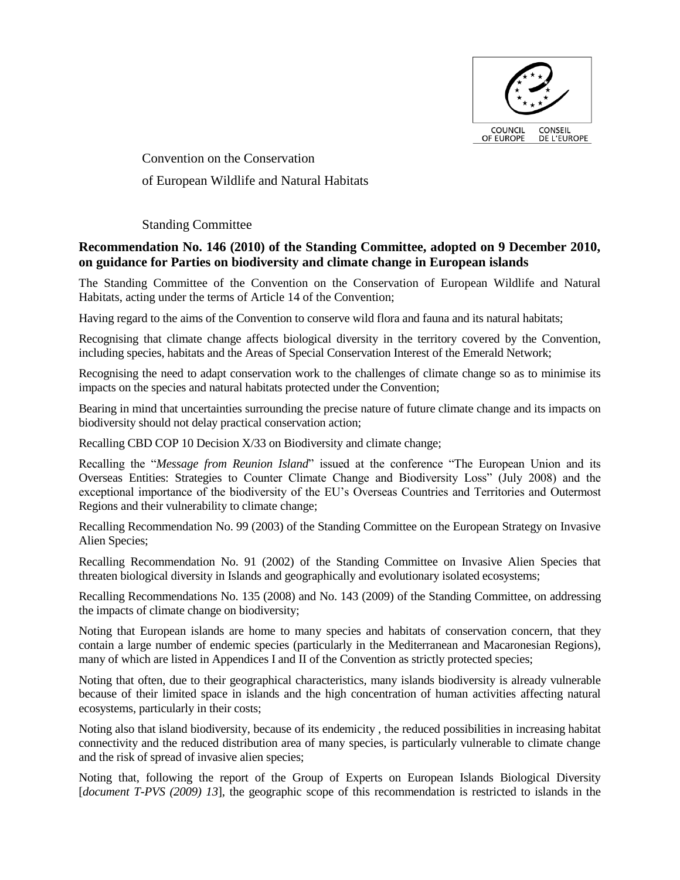COUNCIL OF EUROPE CONSEIL DE L'EUROPE

Convention on the Conservation

of European Wildlife and Natural Habitats

Standing Committee

**Recommendation No. 146 (2010) of the Standing Committee, adopted on 9 December 2010, on guidance for Parties on biodiversity and climate change in European islands**

The Standing Committee of the Convention on the Conservation of European Wildlife and Natural Habitats, acting under the terms of Article 14 of the Convention;

Having regard to the aims of the Convention to conserve wild flora and fauna and its natural habitats;

Recognising that climate change affects biological diversity in the territory covered by the Convention, including species, habitats and the Areas of Special Conservation Interest of the Emerald Network;

Recognising the need to adapt conservation work to the challenges of climate change so as to minimise its impacts on the species and natural habitats protected under the Convention;

Bearing in mind that uncertainties surrounding the precise nature of future climate change and its impacts on biodiversity should not delay practical conservation action;

Recalling CBD COP 10 Decision X/33 on Biodiversity and climate change;

Recalling the "*Message from Reunion Island*" issued at the conference "The European Union and its Overseas Entities: Strategies to Counter Climate Change and Biodiversity Loss" (July 2008) and the exceptional importance of the biodiversity of the EU's Overseas Countries and Territories and Outermost Regions and their vulnerability to climate change;

Recalling Recommendation No. 99 (2003) of the Standing Committee on the European Strategy on Invasive Alien Species;

Recalling Recommendation No. 91 (2002) of the Standing Committee on Invasive Alien Species that threaten biological diversity in Islands and geographically and evolutionary isolated ecosystems;

Recalling Recommendations No. 135 (2008) and No. 143 (2009) of the Standing Committee, on addressing the impacts of climate change on biodiversity;

Noting that European islands are home to many species and habitats of conservation concern, that they contain a large number of endemic species (particularly in the Mediterranean and Macaronesian Regions), many of which are listed in Appendices I and II of the Convention as strictly protected species;

Noting that often, due to their geographical characteristics, many islands biodiversity is already vulnerable because of their limited space in islands and the high concentration of human activities affecting natural ecosystems, particularly in their costs;

Noting also that island biodiversity, because of its endemicity , the reduced possibilities in increasing habitat connectivity and the reduced distribution area of many species, is particularly vulnerable to climate change and the risk of spread of invasive alien species;

Noting that, following the report of the Group of Experts on European Islands Biological Diversity [*document T-PVS (2009) 13*], the geographic scope of this recommendation is restricted to islands in the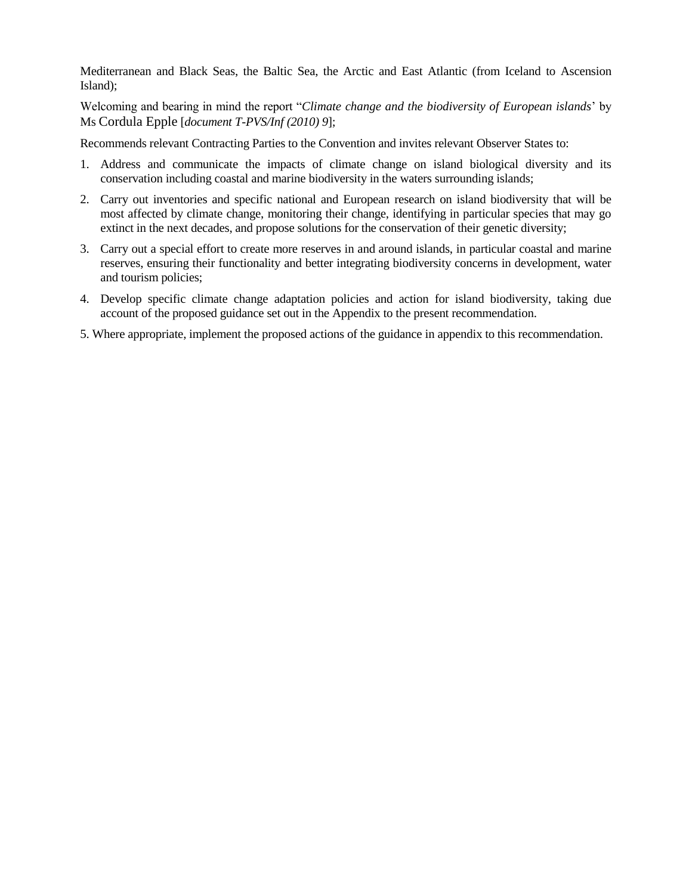Mediterranean and Black Seas, the Baltic Sea, the Arctic and East Atlantic (from Iceland to Ascension Island);

Welcoming and bearing in mind the report "*Climate change and the biodiversity of European islands*' by Ms Cordula Epple [*document T-PVS/Inf (2010) 9*];

Recommends relevant Contracting Parties to the Convention and invites relevant Observer States to:

1. Address and communicate the impacts of climate change on island biological diversity and its conservation including coastal and marine biodiversity in the waters surrounding islands;
2. Carry out inventories and specific national and European research on island biodiversity that will be most affected by climate change, monitoring their change, identifying in particular species that may go extinct in the next decades, and propose solutions for the conservation of their genetic diversity;
3. Carry out a special effort to create more reserves in and around islands, in particular coastal and marine reserves, ensuring their functionality and better integrating biodiversity concerns in development, water and tourism policies;
4. Develop specific climate change adaptation policies and action for island biodiversity, taking due account of the proposed guidance set out in the Appendix to the present recommendation.
5. Where appropriate, implement the proposed actions of the guidance in appendix to this recommendation.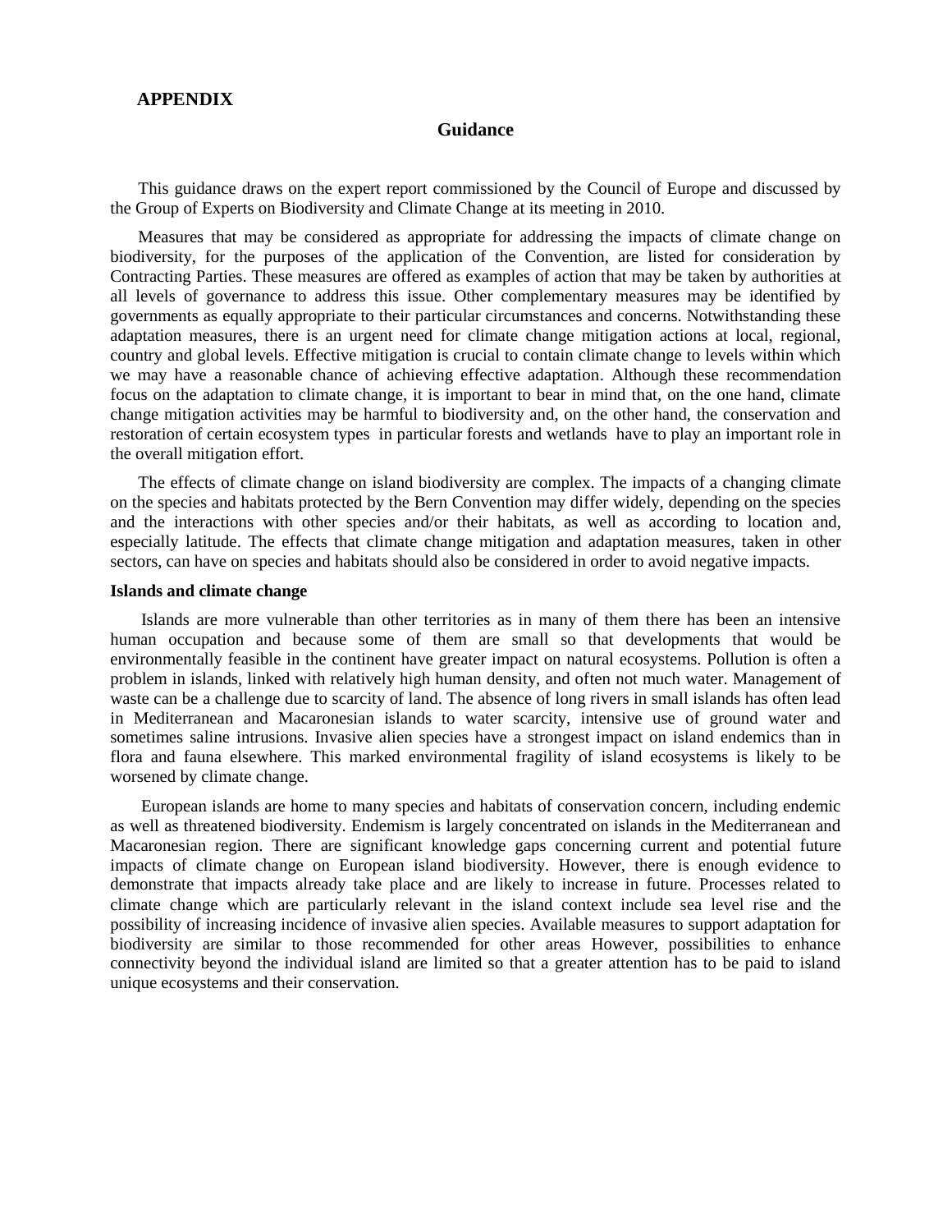## APPENDIX

### Guidance

This guidance draws on the expert report commissioned by the Council of Europe and discussed by the Group of Experts on Biodiversity and Climate Change at its meeting in 2010.

Measures that may be considered as appropriate for addressing the impacts of climate change on biodiversity, for the purposes of the application of the Convention, are listed for consideration by Contracting Parties. These measures are offered as examples of action that may be taken by authorities at all levels of governance to address this issue. Other complementary measures may be identified by governments as equally appropriate to their particular circumstances and concerns. Notwithstanding these adaptation measures, there is an urgent need for climate change mitigation actions at local, regional, country and global levels. Effective mitigation is crucial to contain climate change to levels within which we may have a reasonable chance of achieving effective adaptation. Although these recommendation focus on the adaptation to climate change, it is important to bear in mind that, on the one hand, climate change mitigation activities may be harmful to biodiversity and, on the other hand, the conservation and restoration of certain ecosystem types in particular forests and wetlands have to play an important role in the overall mitigation effort.

The effects of climate change on island biodiversity are complex. The impacts of a changing climate on the species and habitats protected by the Bern Convention may differ widely, depending on the species and the interactions with other species and/or their habitats, as well as according to location and, especially latitude. The effects that climate change mitigation and adaptation measures, taken in other sectors, can have on species and habitats should also be considered in order to avoid negative impacts.

**Islands and climate change**

Islands are more vulnerable than other territories as in many of them there has been an intensive human occupation and because some of them are small so that developments that would be environmentally feasible in the continent have greater impact on natural ecosystems. Pollution is often a problem in islands, linked with relatively high human density, and often not much water. Management of waste can be a challenge due to scarcity of land. The absence of long rivers in small islands has often lead in Mediterranean and Macaronesian islands to water scarcity, intensive use of ground water and sometimes saline intrusions. Invasive alien species have a strongest impact on island endemics than in flora and fauna elsewhere. This marked environmental fragility of island ecosystems is likely to be worsened by climate change.

European islands are home to many species and habitats of conservation concern, including endemic as well as threatened biodiversity. Endemism is largely concentrated on islands in the Mediterranean and Macaronesian region. There are significant knowledge gaps concerning current and potential future impacts of climate change on European island biodiversity. However, there is enough evidence to demonstrate that impacts already take place and are likely to increase in future. Processes related to climate change which are particularly relevant in the island context include sea level rise and the possibility of increasing incidence of invasive alien species. Available measures to support adaptation for biodiversity are similar to those recommended for other areas However, possibilities to enhance connectivity beyond the individual island are limited so that a greater attention has to be paid to island unique ecosystems and their conservation.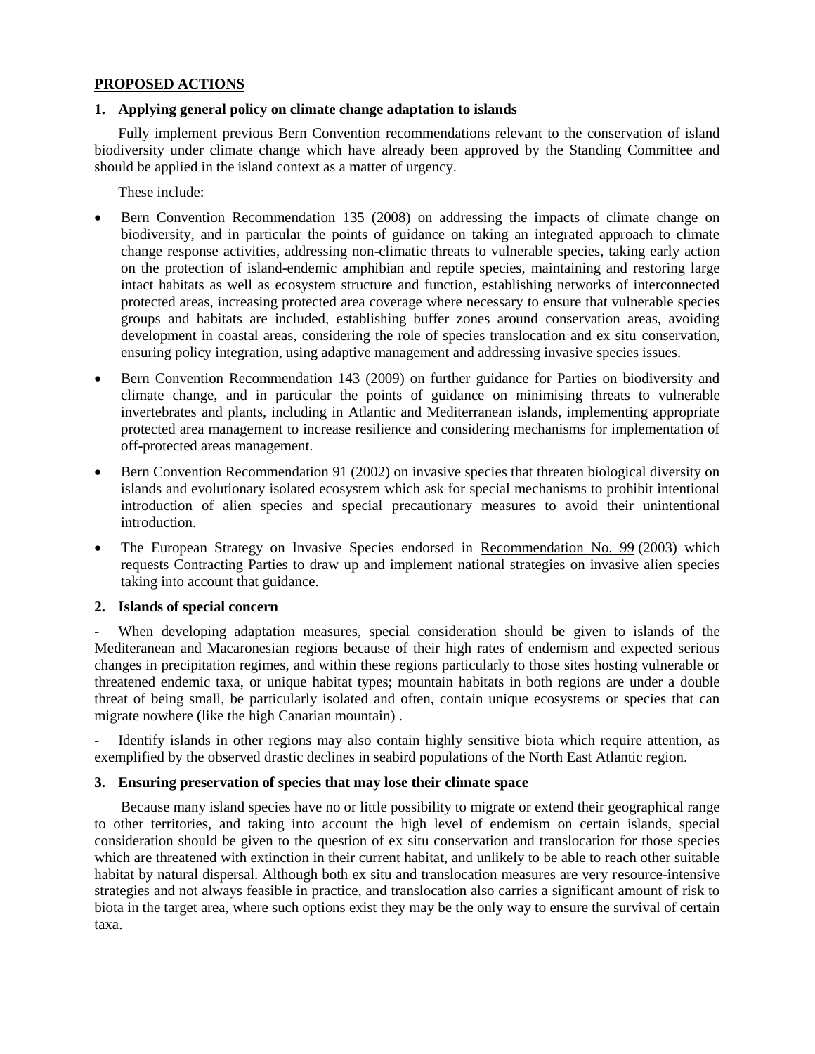## PROPOSED ACTIONS

### 1. Applying general policy on climate change adaptation to islands

Fully implement previous Bern Convention recommendations relevant to the conservation of island biodiversity under climate change which have already been approved by the Standing Committee and should be applied in the island context as a matter of urgency.

These include:

- Bern Convention Recommendation 135 (2008) on addressing the impacts of climate change on biodiversity, and in particular the points of guidance on taking an integrated approach to climate change response activities, addressing non-climatic threats to vulnerable species, taking early action on the protection of island-endemic amphibian and reptile species, maintaining and restoring large intact habitats as well as ecosystem structure and function, establishing networks of interconnected protected areas, increasing protected area coverage where necessary to ensure that vulnerable species groups and habitats are included, establishing buffer zones around conservation areas, avoiding development in coastal areas, considering the role of species translocation and ex situ conservation, ensuring policy integration, using adaptive management and addressing invasive species issues.
- Bern Convention Recommendation 143 (2009) on further guidance for Parties on biodiversity and climate change, and in particular the points of guidance on minimising threats to vulnerable invertebrates and plants, including in Atlantic and Mediterranean islands, implementing appropriate protected area management to increase resilience and considering mechanisms for implementation of off-protected areas management.
- Bern Convention Recommendation 91 (2002) on invasive species that threaten biological diversity on islands and evolutionary isolated ecosystem which ask for special mechanisms to prohibit intentional introduction of alien species and special precautionary measures to avoid their unintentional introduction.
- The European Strategy on Invasive Species endorsed in Recommendation No. 99 (2003) which requests Contracting Parties to draw up and implement national strategies on invasive alien species taking into account that guidance.

### 2. Islands of special concern

- When developing adaptation measures, special consideration should be given to islands of the Mediteranean and Macaronesian regions because of their high rates of endemism and expected serious changes in precipitation regimes, and within these regions particularly to those sites hosting vulnerable or threatened endemic taxa, or unique habitat types; mountain habitats in both regions are under a double threat of being small, be particularly isolated and often, contain unique ecosystems or species that can migrate nowhere (like the high Canarian mountain) .

- Identify islands in other regions may also contain highly sensitive biota which require attention, as exemplified by the observed drastic declines in seabird populations of the North East Atlantic region.

### 3. Ensuring preservation of species that may lose their climate space

Because many island species have no or little possibility to migrate or extend their geographical range to other territories, and taking into account the high level of endemism on certain islands, special consideration should be given to the question of ex situ conservation and translocation for those species which are threatened with extinction in their current habitat, and unlikely to be able to reach other suitable habitat by natural dispersal. Although both ex situ and translocation measures are very resource-intensive strategies and not always feasible in practice, and translocation also carries a significant amount of risk to biota in the target area, where such options exist they may be the only way to ensure the survival of certain taxa.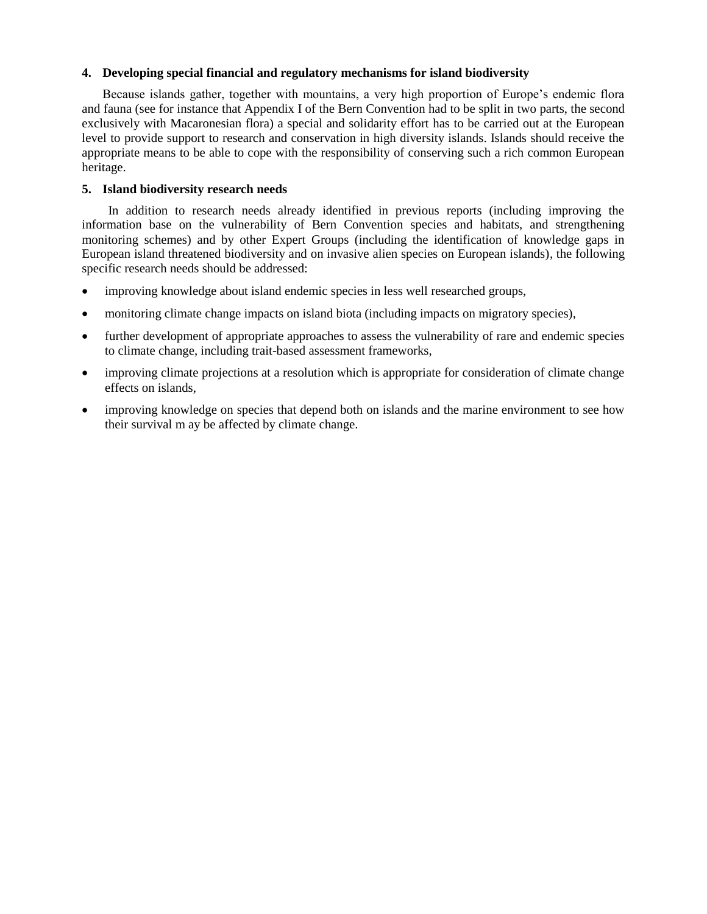**4. Developing special financial and regulatory mechanisms for island biodiversity**

Because islands gather, together with mountains, a very high proportion of Europe's endemic flora and fauna (see for instance that Appendix I of the Bern Convention had to be split in two parts, the second exclusively with Macaronesian flora) a special and solidarity effort has to be carried out at the European level to provide support to research and conservation in high diversity islands. Islands should receive the appropriate means to be able to cope with the responsibility of conserving such a rich common European heritage.

**5. Island biodiversity research needs**

In addition to research needs already identified in previous reports (including improving the information base on the vulnerability of Bern Convention species and habitats, and strengthening monitoring schemes) and by other Expert Groups (including the identification of knowledge gaps in European island threatened biodiversity and on invasive alien species on European islands), the following specific research needs should be addressed:

- improving knowledge about island endemic species in less well researched groups,
- monitoring climate change impacts on island biota (including impacts on migratory species),
- further development of appropriate approaches to assess the vulnerability of rare and endemic species to climate change, including trait-based assessment frameworks,
- improving climate projections at a resolution which is appropriate for consideration of climate change effects on islands,
- improving knowledge on species that depend both on islands and the marine environment to see how their survival m ay be affected by climate change.